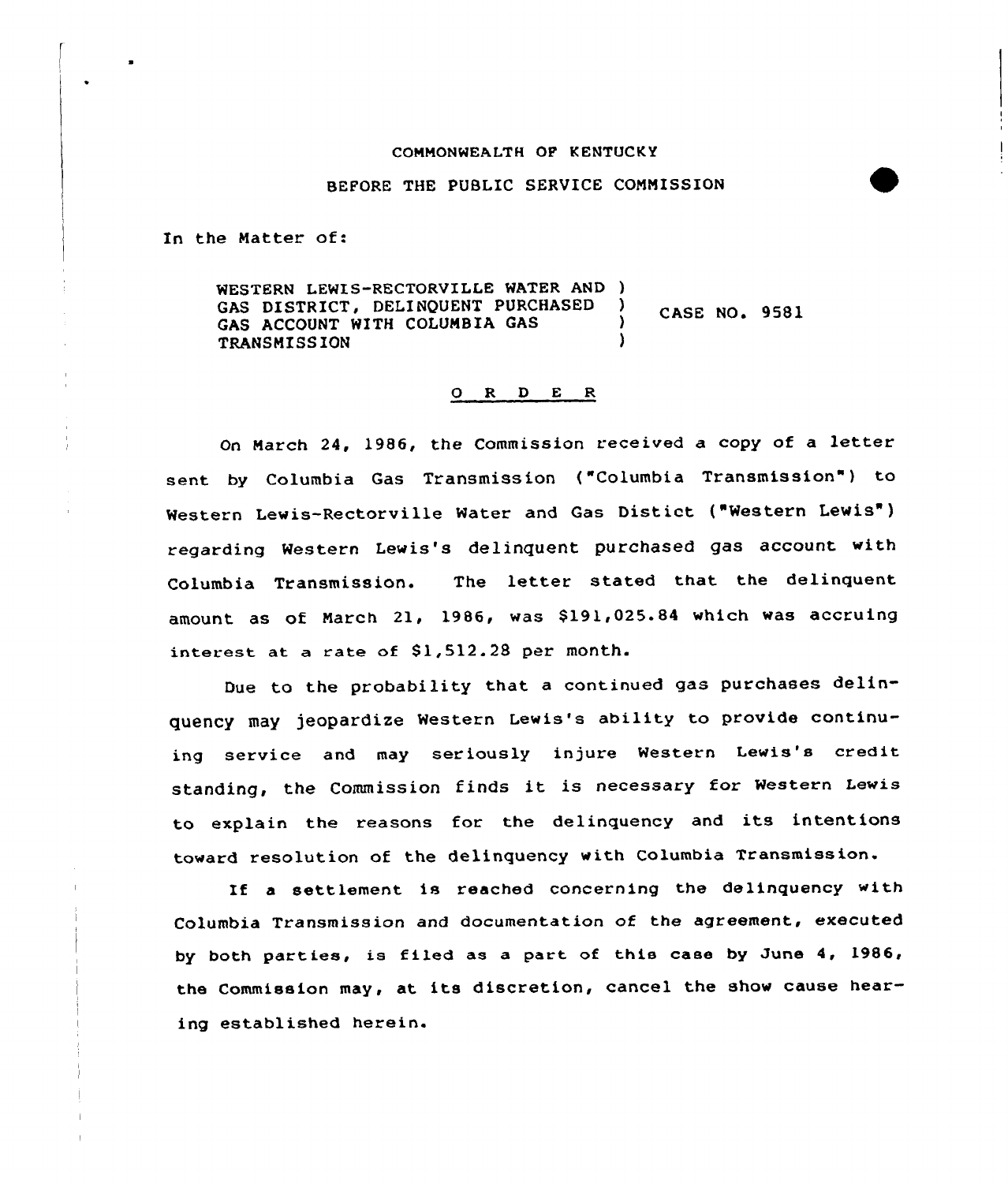COMMONWEALTH OF KENTUCKY

BEFORE THE PUBLIC SERVICE COMMISSION

In the Matter of:

WESTERN LEWIS-RECTORVILLE WATER AND GAS DISTRICT, DELINQUENT PURCHASED GAS ACCOUNT WITH COLUMBIA GAS TRANSMISSION ) CASE NO. 9581

O R D E R

On March 24, 1986, the Commission received a copy of a letter sent by Columbia Gas Transmission ("Columbia Transmission") to Western Lewis-Rectorville Water and Gas Distict ("Western Lewis") regarding Western Lewis's delinquent purchased gas account with Columbia Transmission. The letter stated that the delinquent amount as of March 21, 1986, was $191,025.84 which was accruing interest at a rate of $1,512.28 per month.

Due to the probability that a continued gas purchases delinquency may jeopardize Western Lewis's ability to provide continuing service and may seriously injure Western Lewis's credit standing, the Commission finds it is necessary for Western Lewis to explain the reasons for the delinquency and its intentions toward resolution of the delinquency with Columbia Transmission.

If a settlement is reached concerning the delinquency with Columbia Transmission and documentation of the agreement, executed by both parties, is filed as a part of this case by June 4, 1986, the Commission may, at its discretion, cancel the show cause hearing established herein.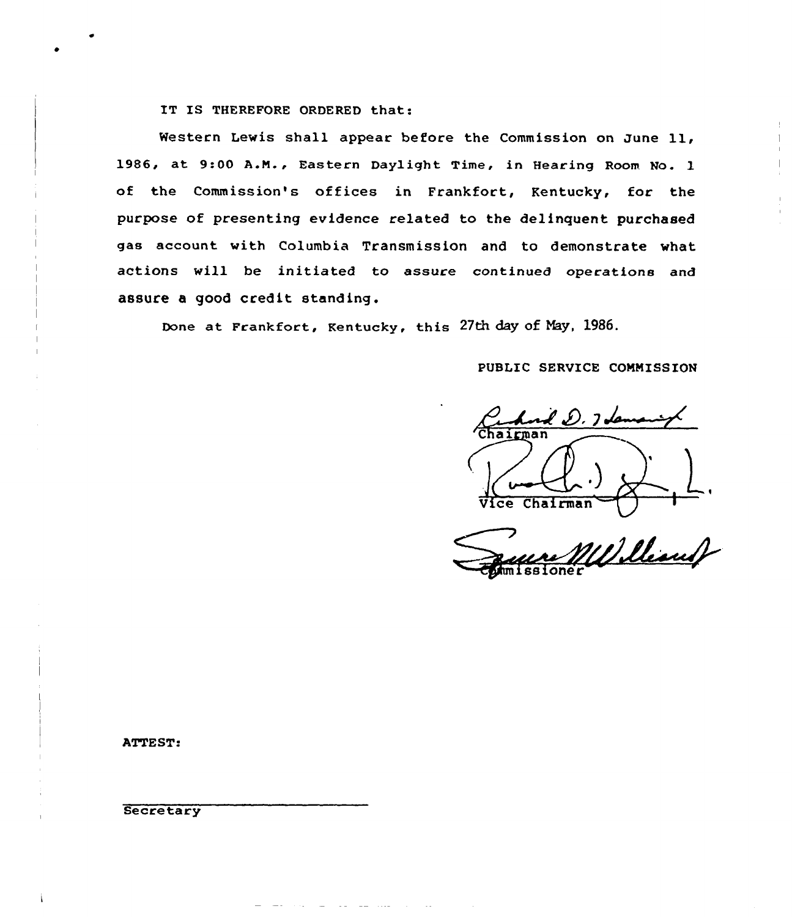IT IS THEREFORE ORDERED that:

Western Lewis shall appear before the Commission on June 11, 1986, at 9:00 A.M., Eastern Daylight Time, in Hearing Room No. 1 of the Commission's offices in Frankfort, Kentucky, for the purpose of presenting evidence related to the delinquent purchased gas account with Columbia Transmission and to demonstrate what actions will be initiated to assure continued operations and assure a good credit standing.

Done at Frankfort, Kentucky, this 27th day of May, 1986.

PUBLIC SERVICE COMMISSION

Chairman

Vice Chairman

Commissioner

ATTEST:

Secretary